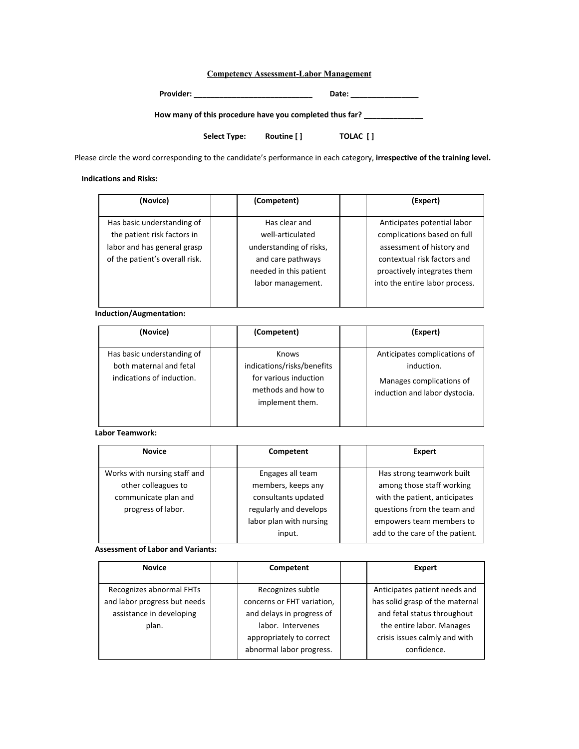# Competency Assessment-Labor Management

**Provider: ____________________________ Date: ________________**

**How many of this procedure have you completed thus far? ______________**

**Select Type: Routine [ ] TOLAC [ ]**

Please circle the word corresponding to the candidate's performance in each category, **irrespective of the training level.**

**Indications and Risks:**

| (Novice) | | (Competent) | | (Expert) |
|---|---|---|---|---|
| Has basic understanding of the patient risk factors in labor and has general grasp of the patient's overall risk. | | Has clear and well-articulated understanding of risks, and care pathways needed in this patient labor management. | | Anticipates potential labor complications based on full assessment of history and contextual risk factors and proactively integrates them into the entire labor process. |

**Induction/Augmentation:**

| (Novice) | | (Competent) | | (Expert) |
|---|---|---|---|---|
| Has basic understanding of both maternal and fetal indications of induction. | | Knows indications/risks/benefits for various induction methods and how to implement them. | | Anticipates complications of induction. Manages complications of induction and labor dystocia. |

**Labor Teamwork:**

| Novice | | Competent | | Expert |
|---|---|---|---|---|
| Works with nursing staff and other colleagues to communicate plan and progress of labor. | | Engages all team members, keeps any consultants updated regularly and develops labor plan with nursing input. | | Has strong teamwork built among those staff working with the patient, anticipates questions from the team and empowers team members to add to the care of the patient. |

**Assessment of Labor and Variants:**

| Novice | | Competent | | Expert |
|---|---|---|---|---|
| Recognizes abnormal FHTs and labor progress but needs assistance in developing plan. | | Recognizes subtle concerns or FHT variation, and delays in progress of labor. Intervenes appropriately to correct abnormal labor progress. | | Anticipates patient needs and has solid grasp of the maternal and fetal status throughout the entire labor. Manages crisis issues calmly and with confidence. |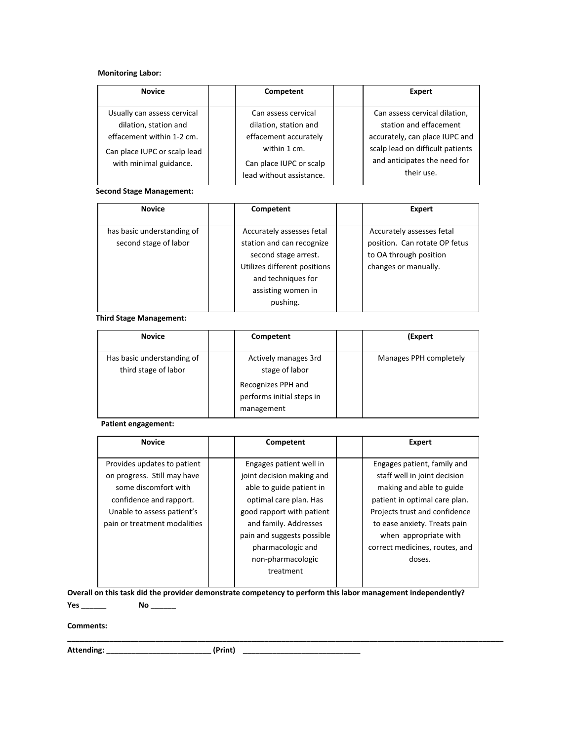**Monitoring Labor:**

| Novice | | Competent | | Expert |
|---|---|---|---|---|
| Usually can assess cervical dilation, station and effacement within 1-2 cm. Can place IUPC or scalp lead with minimal guidance. | | Can assess cervical dilation, station and effacement accurately within 1 cm. Can place IUPC or scalp lead without assistance. | | Can assess cervical dilation, station and effacement accurately, can place IUPC and scalp lead on difficult patients and anticipates the need for their use. |

**Second Stage Management:**

| Novice | | Competent | | Expert |
|---|---|---|---|---|
| has basic understanding of second stage of labor | | Accurately assesses fetal station and can recognize second stage arrest. Utilizes different positions and techniques for assisting women in pushing. | | Accurately assesses fetal position. Can rotate OP fetus to OA through position changes or manually. |

**Third Stage Management:**

| Novice | | Competent | | (Expert |
|---|---|---|---|---|
| Has basic understanding of third stage of labor | | Actively manages 3rd stage of labor. Recognizes PPH and performs initial steps in management | | Manages PPH completely |

**Patient engagement:**

| Novice | | Competent | | Expert |
|---|---|---|---|---|
| Provides updates to patient on progress. Still may have some discomfort with confidence and rapport. Unable to assess patient's pain or treatment modalities | | Engages patient well in joint decision making and able to guide patient in optimal care plan. Has good rapport with patient and family. Addresses pain and suggests possible pharmacologic and non-pharmacologic treatment | | Engages patient, family and staff well in joint decision making and able to guide patient in optimal care plan. Projects trust and confidence to ease anxiety. Treats pain when appropriate with correct medicines, routes, and doses. |

**Overall on this task did the provider demonstrate competency to perform this labor management independently?**

**Yes ______ No ______**

**Comments:**

________________________________________________________________________________

**Attending: _________________________ (Print) ____________________________**